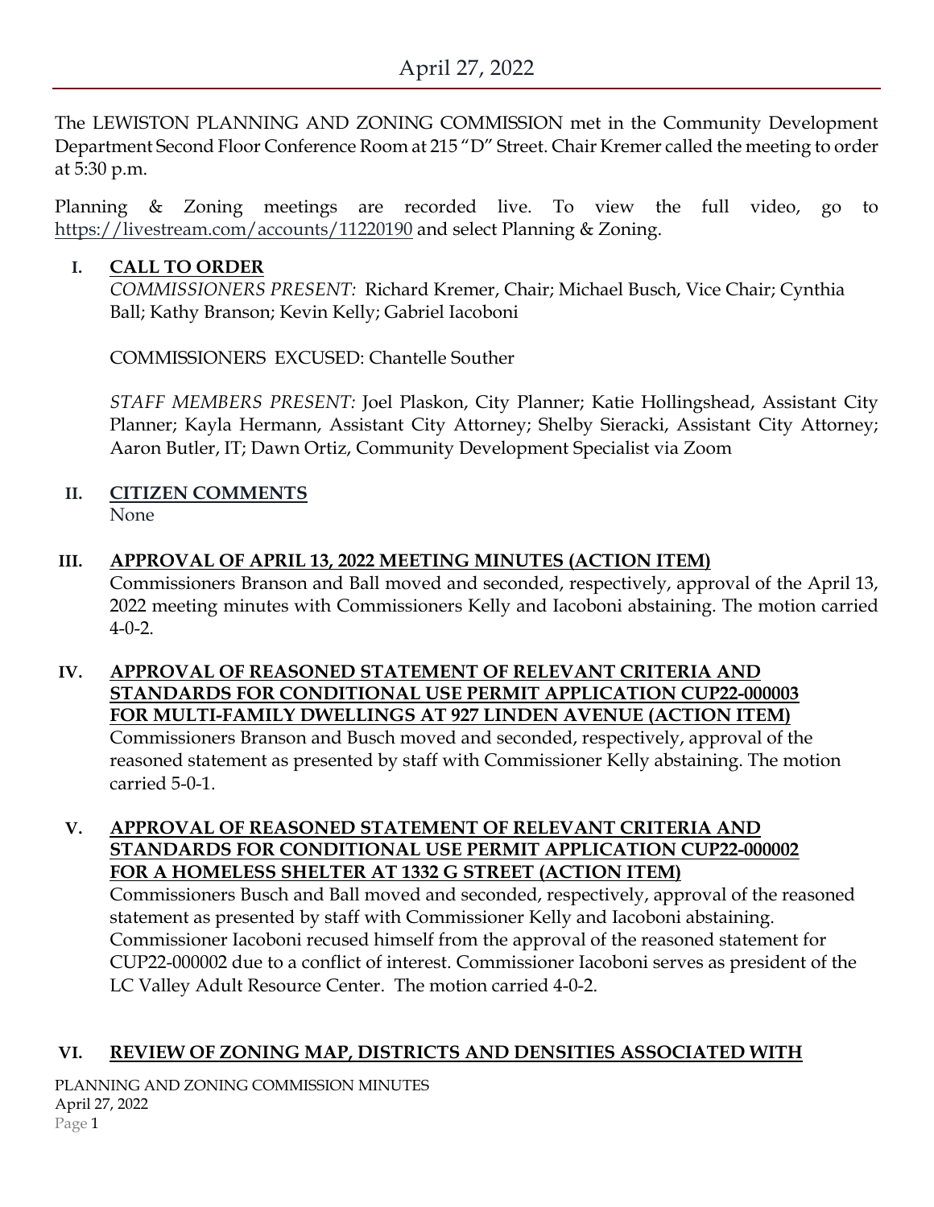# April 27, 2022

The LEWISTON PLANNING AND ZONING COMMISSION met in the Community Development Department Second Floor Conference Room at 215 "D" Street. Chair Kremer called the meeting to order at 5:30 p.m.

Planning & Zoning meetings are recorded live. To view the full video, go to https://livestream.com/accounts/11220190 and select Planning & Zoning.

## I. CALL TO ORDER

*COMMISSIONERS PRESENT:* Richard Kremer, Chair; Michael Busch, Vice Chair; Cynthia Ball; Kathy Branson; Kevin Kelly; Gabriel Iacoboni

COMMISSIONERS EXCUSED: Chantelle Souther

*STAFF MEMBERS PRESENT:* Joel Plaskon, City Planner; Katie Hollingshead, Assistant City Planner; Kayla Hermann, Assistant City Attorney; Shelby Sieracki, Assistant City Attorney; Aaron Butler, IT; Dawn Ortiz, Community Development Specialist via Zoom

## II. CITIZEN COMMENTS

None

## III. APPROVAL OF APRIL 13, 2022 MEETING MINUTES (ACTION ITEM)

Commissioners Branson and Ball moved and seconded, respectively, approval of the April 13, 2022 meeting minutes with Commissioners Kelly and Iacoboni abstaining. The motion carried 4-0-2.

## IV. APPROVAL OF REASONED STATEMENT OF RELEVANT CRITERIA AND STANDARDS FOR CONDITIONAL USE PERMIT APPLICATION CUP22-000003 FOR MULTI-FAMILY DWELLINGS AT 927 LINDEN AVENUE (ACTION ITEM)

Commissioners Branson and Busch moved and seconded, respectively, approval of the reasoned statement as presented by staff with Commissioner Kelly abstaining. The motion carried 5-0-1.

## V. APPROVAL OF REASONED STATEMENT OF RELEVANT CRITERIA AND STANDARDS FOR CONDITIONAL USE PERMIT APPLICATION CUP22-000002 FOR A HOMELESS SHELTER AT 1332 G STREET (ACTION ITEM)

Commissioners Busch and Ball moved and seconded, respectively, approval of the reasoned statement as presented by staff with Commissioner Kelly and Iacoboni abstaining. Commissioner Iacoboni recused himself from the approval of the reasoned statement for CUP22-000002 due to a conflict of interest. Commissioner Iacoboni serves as president of the LC Valley Adult Resource Center. The motion carried 4-0-2.

## VI. REVIEW OF ZONING MAP, DISTRICTS AND DENSITIES ASSOCIATED WITH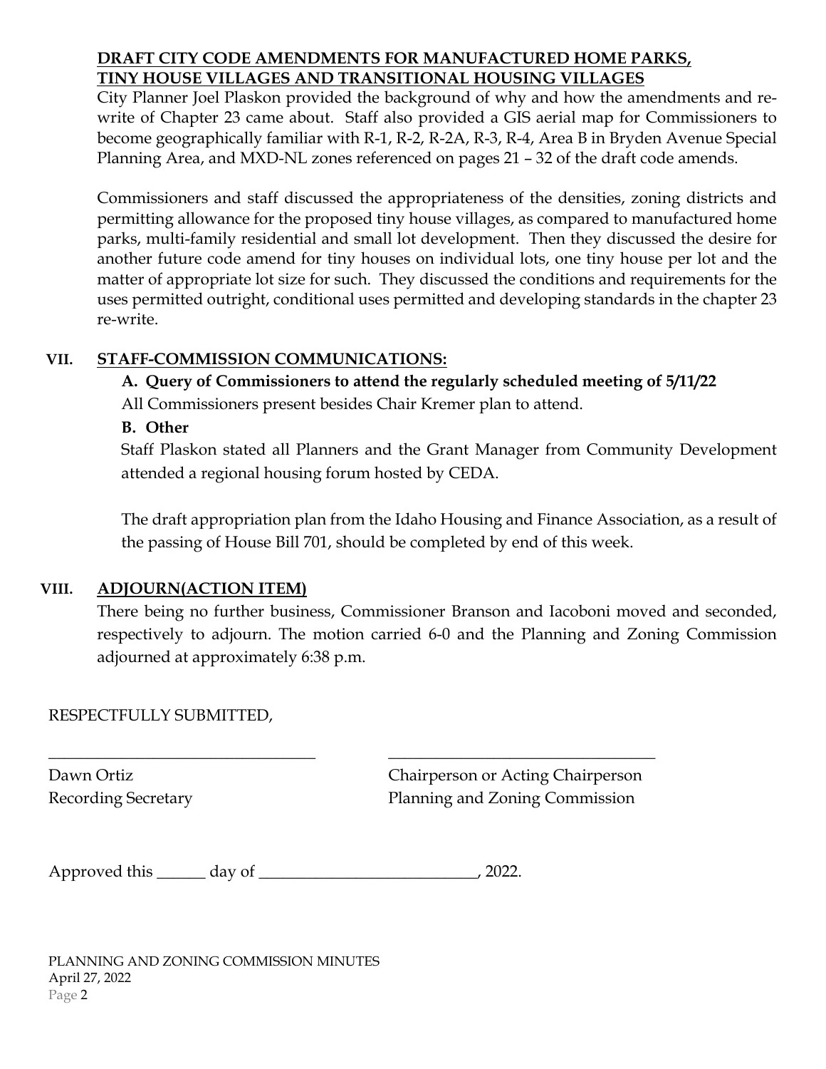**DRAFT CITY CODE AMENDMENTS FOR MANUFACTURED HOME PARKS, TINY HOUSE VILLAGES AND TRANSITIONAL HOUSING VILLAGES**

City Planner Joel Plaskon provided the background of why and how the amendments and re-write of Chapter 23 came about. Staff also provided a GIS aerial map for Commissioners to become geographically familiar with R-1, R-2, R-2A, R-3, R-4, Area B in Bryden Avenue Special Planning Area, and MXD-NL zones referenced on pages 21 – 32 of the draft code amends.

Commissioners and staff discussed the appropriateness of the densities, zoning districts and permitting allowance for the proposed tiny house villages, as compared to manufactured home parks, multi-family residential and small lot development. Then they discussed the desire for another future code amend for tiny houses on individual lots, one tiny house per lot and the matter of appropriate lot size for such. They discussed the conditions and requirements for the uses permitted outright, conditional uses permitted and developing standards in the chapter 23 re-write.

## VII. STAFF-COMMISSION COMMUNICATIONS:

**A. Query of Commissioners to attend the regularly scheduled meeting of 5/11/22**

All Commissioners present besides Chair Kremer plan to attend.

**B. Other**

Staff Plaskon stated all Planners and the Grant Manager from Community Development attended a regional housing forum hosted by CEDA.

The draft appropriation plan from the Idaho Housing and Finance Association, as a result of the passing of House Bill 701, should be completed by end of this week.

## VIII. ADJOURN(ACTION ITEM)

There being no further business, Commissioner Branson and Iacoboni moved and seconded, respectively to adjourn. The motion carried 6-0 and the Planning and Zoning Commission adjourned at approximately 6:38 p.m.

RESPECTFULLY SUBMITTED,

_________________________________ _________________________________

Dawn Ortiz
Recording Secretary

Chairperson or Acting Chairperson
Planning and Zoning Commission

Approved this ______ day of __________________________, 2022.

PLANNING AND ZONING COMMISSION MINUTES
April 27, 2022